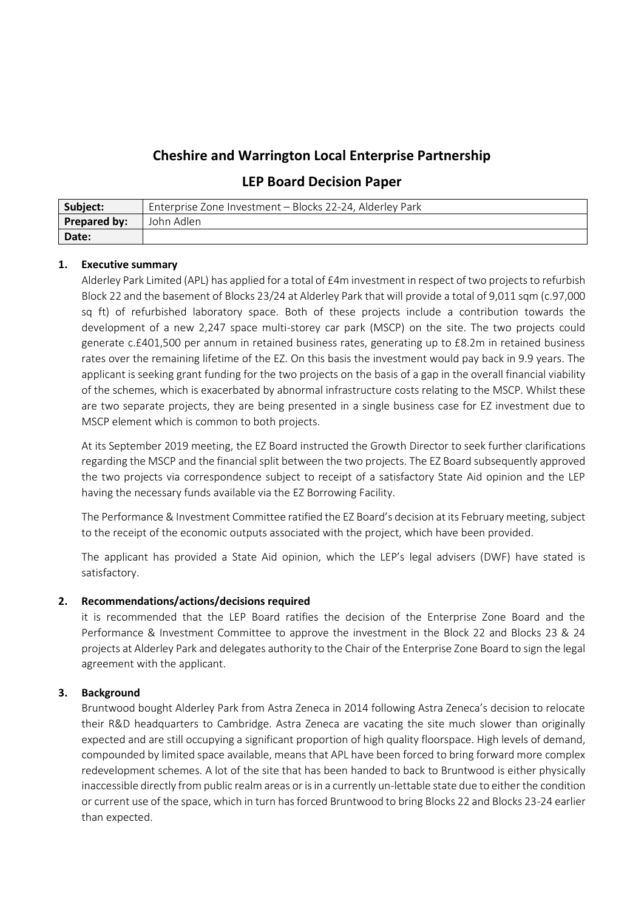# Cheshire and Warrington Local Enterprise Partnership

## LEP Board Decision Paper

| **Subject:** | Enterprise Zone Investment – Blocks 22-24, Alderley Park |
|---|---|
| **Prepared by:** | John Adlen |
| **Date:** | |

### 1. Executive summary

Alderley Park Limited (APL) has applied for a total of £4m investment in respect of two projects to refurbish Block 22 and the basement of Blocks 23/24 at Alderley Park that will provide a total of 9,011 sqm (c.97,000 sq ft) of refurbished laboratory space. Both of these projects include a contribution towards the development of a new 2,247 space multi-storey car park (MSCP) on the site. The two projects could generate c.£401,500 per annum in retained business rates, generating up to £8.2m in retained business rates over the remaining lifetime of the EZ. On this basis the investment would pay back in 9.9 years. The applicant is seeking grant funding for the two projects on the basis of a gap in the overall financial viability of the schemes, which is exacerbated by abnormal infrastructure costs relating to the MSCP. Whilst these are two separate projects, they are being presented in a single business case for EZ investment due to MSCP element which is common to both projects.

At its September 2019 meeting, the EZ Board instructed the Growth Director to seek further clarifications regarding the MSCP and the financial split between the two projects. The EZ Board subsequently approved the two projects via correspondence subject to receipt of a satisfactory State Aid opinion and the LEP having the necessary funds available via the EZ Borrowing Facility.

The Performance & Investment Committee ratified the EZ Board's decision at its February meeting, subject to the receipt of the economic outputs associated with the project, which have been provided.

The applicant has provided a State Aid opinion, which the LEP's legal advisers (DWF) have stated is satisfactory.

### 2. Recommendations/actions/decisions required

it is recommended that the LEP Board ratifies the decision of the Enterprise Zone Board and the Performance & Investment Committee to approve the investment in the Block 22 and Blocks 23 & 24 projects at Alderley Park and delegates authority to the Chair of the Enterprise Zone Board to sign the legal agreement with the applicant.

### 3. Background

Bruntwood bought Alderley Park from Astra Zeneca in 2014 following Astra Zeneca's decision to relocate their R&D headquarters to Cambridge. Astra Zeneca are vacating the site much slower than originally expected and are still occupying a significant proportion of high quality floorspace. High levels of demand, compounded by limited space available, means that APL have been forced to bring forward more complex redevelopment schemes. A lot of the site that has been handed to back to Bruntwood is either physically inaccessible directly from public realm areas or is in a currently un-lettable state due to either the condition or current use of the space, which in turn has forced Bruntwood to bring Blocks 22 and Blocks 23-24 earlier than expected.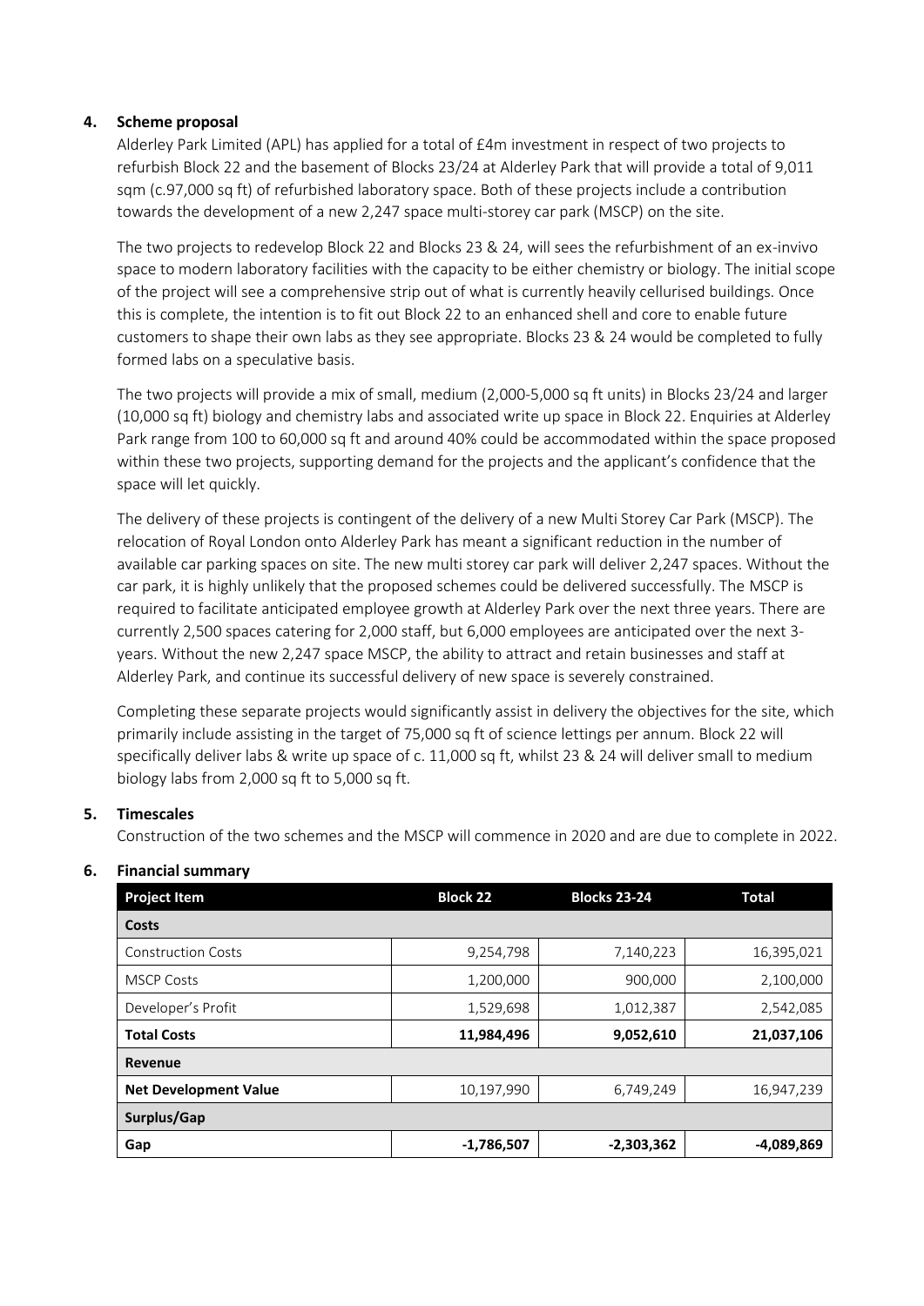## 4. Scheme proposal

Alderley Park Limited (APL) has applied for a total of £4m investment in respect of two projects to refurbish Block 22 and the basement of Blocks 23/24 at Alderley Park that will provide a total of 9,011 sqm (c.97,000 sq ft) of refurbished laboratory space. Both of these projects include a contribution towards the development of a new 2,247 space multi-storey car park (MSCP) on the site.

The two projects to redevelop Block 22 and Blocks 23 & 24, will sees the refurbishment of an ex-invivo space to modern laboratory facilities with the capacity to be either chemistry or biology. The initial scope of the project will see a comprehensive strip out of what is currently heavily cellurised buildings. Once this is complete, the intention is to fit out Block 22 to an enhanced shell and core to enable future customers to shape their own labs as they see appropriate. Blocks 23 & 24 would be completed to fully formed labs on a speculative basis.

The two projects will provide a mix of small, medium (2,000-5,000 sq ft units) in Blocks 23/24 and larger (10,000 sq ft) biology and chemistry labs and associated write up space in Block 22. Enquiries at Alderley Park range from 100 to 60,000 sq ft and around 40% could be accommodated within the space proposed within these two projects, supporting demand for the projects and the applicant's confidence that the space will let quickly.

The delivery of these projects is contingent of the delivery of a new Multi Storey Car Park (MSCP). The relocation of Royal London onto Alderley Park has meant a significant reduction in the number of available car parking spaces on site. The new multi storey car park will deliver 2,247 spaces. Without the car park, it is highly unlikely that the proposed schemes could be delivered successfully. The MSCP is required to facilitate anticipated employee growth at Alderley Park over the next three years. There are currently 2,500 spaces catering for 2,000 staff, but 6,000 employees are anticipated over the next 3-years. Without the new 2,247 space MSCP, the ability to attract and retain businesses and staff at Alderley Park, and continue its successful delivery of new space is severely constrained.

Completing these separate projects would significantly assist in delivery the objectives for the site, which primarily include assisting in the target of 75,000 sq ft of science lettings per annum. Block 22 will specifically deliver labs & write up space of c. 11,000 sq ft, whilst 23 & 24 will deliver small to medium biology labs from 2,000 sq ft to 5,000 sq ft.

## 5. Timescales

Construction of the two schemes and the MSCP will commence in 2020 and are due to complete in 2022.

## 6. Financial summary

| Project Item | Block 22 | Blocks 23-24 | Total |
|---|---|---|---|
| **Costs** | | | |
| Construction Costs | 9,254,798 | 7,140,223 | 16,395,021 |
| MSCP Costs | 1,200,000 | 900,000 | 2,100,000 |
| Developer's Profit | 1,529,698 | 1,012,387 | 2,542,085 |
| **Total Costs** | **11,984,496** | **9,052,610** | **21,037,106** |
| **Revenue** | | | |
| **Net Development Value** | 10,197,990 | 6,749,249 | 16,947,239 |
| **Surplus/Gap** | | | |
| **Gap** | **-1,786,507** | **-2,303,362** | **-4,089,869** |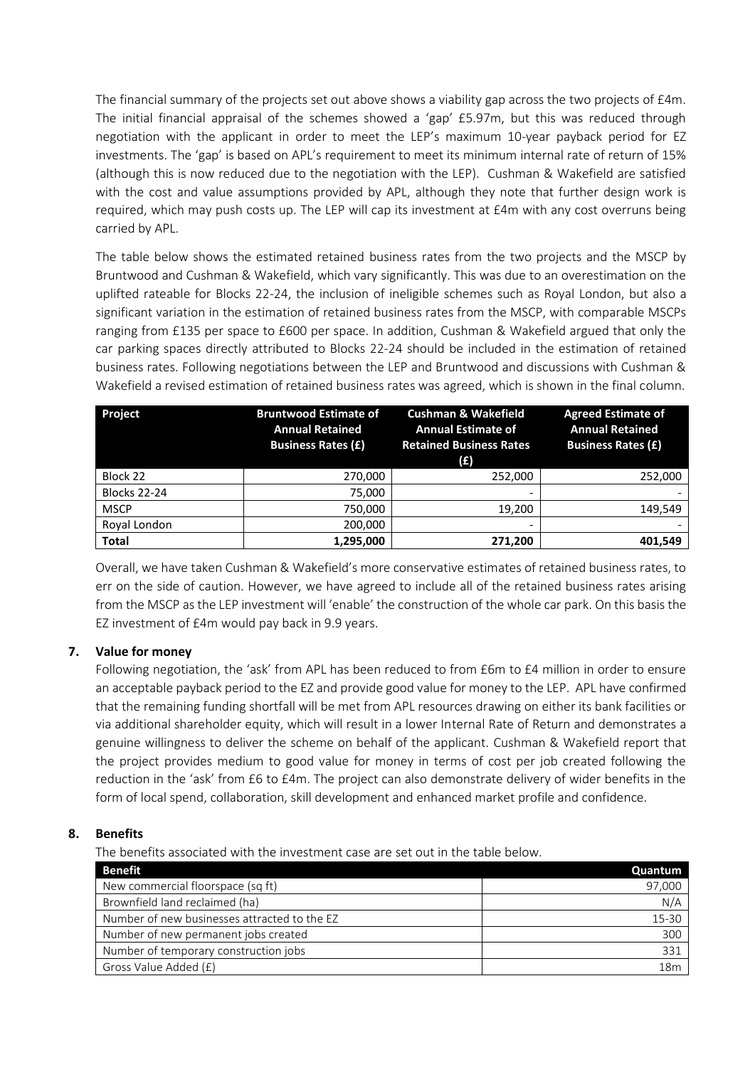The financial summary of the projects set out above shows a viability gap across the two projects of £4m. The initial financial appraisal of the schemes showed a 'gap' £5.97m, but this was reduced through negotiation with the applicant in order to meet the LEP's maximum 10-year payback period for EZ investments. The 'gap' is based on APL's requirement to meet its minimum internal rate of return of 15% (although this is now reduced due to the negotiation with the LEP). Cushman & Wakefield are satisfied with the cost and value assumptions provided by APL, although they note that further design work is required, which may push costs up. The LEP will cap its investment at £4m with any cost overruns being carried by APL.

The table below shows the estimated retained business rates from the two projects and the MSCP by Bruntwood and Cushman & Wakefield, which vary significantly. This was due to an overestimation on the uplifted rateable for Blocks 22-24, the inclusion of ineligible schemes such as Royal London, but also a significant variation in the estimation of retained business rates from the MSCP, with comparable MSCPs ranging from £135 per space to £600 per space. In addition, Cushman & Wakefield argued that only the car parking spaces directly attributed to Blocks 22-24 should be included in the estimation of retained business rates. Following negotiations between the LEP and Bruntwood and discussions with Cushman & Wakefield a revised estimation of retained business rates was agreed, which is shown in the final column.

| Project | Bruntwood Estimate of Annual Retained Business Rates (£) | Cushman & Wakefield Annual Estimate of Retained Business Rates (£) | Agreed Estimate of Annual Retained Business Rates (£) |
|---|---|---|---|
| Block 22 | 270,000 | 252,000 | 252,000 |
| Blocks 22-24 | 75,000 | - | - |
| MSCP | 750,000 | 19,200 | 149,549 |
| Royal London | 200,000 | - | - |
| **Total** | **1,295,000** | **271,200** | **401,549** |

Overall, we have taken Cushman & Wakefield's more conservative estimates of retained business rates, to err on the side of caution. However, we have agreed to include all of the retained business rates arising from the MSCP as the LEP investment will 'enable' the construction of the whole car park. On this basis the EZ investment of £4m would pay back in 9.9 years.

## 7. Value for money

Following negotiation, the 'ask' from APL has been reduced to from £6m to £4 million in order to ensure an acceptable payback period to the EZ and provide good value for money to the LEP. APL have confirmed that the remaining funding shortfall will be met from APL resources drawing on either its bank facilities or via additional shareholder equity, which will result in a lower Internal Rate of Return and demonstrates a genuine willingness to deliver the scheme on behalf of the applicant. Cushman & Wakefield report that the project provides medium to good value for money in terms of cost per job created following the reduction in the 'ask' from £6 to £4m. The project can also demonstrate delivery of wider benefits in the form of local spend, collaboration, skill development and enhanced market profile and confidence.

## 8. Benefits

The benefits associated with the investment case are set out in the table below.

| Benefit | Quantum |
|---|---|
| New commercial floorspace (sq ft) | 97,000 |
| Brownfield land reclaimed (ha) | N/A |
| Number of new businesses attracted to the EZ | 15-30 |
| Number of new permanent jobs created | 300 |
| Number of temporary construction jobs | 331 |
| Gross Value Added (£) | 18m |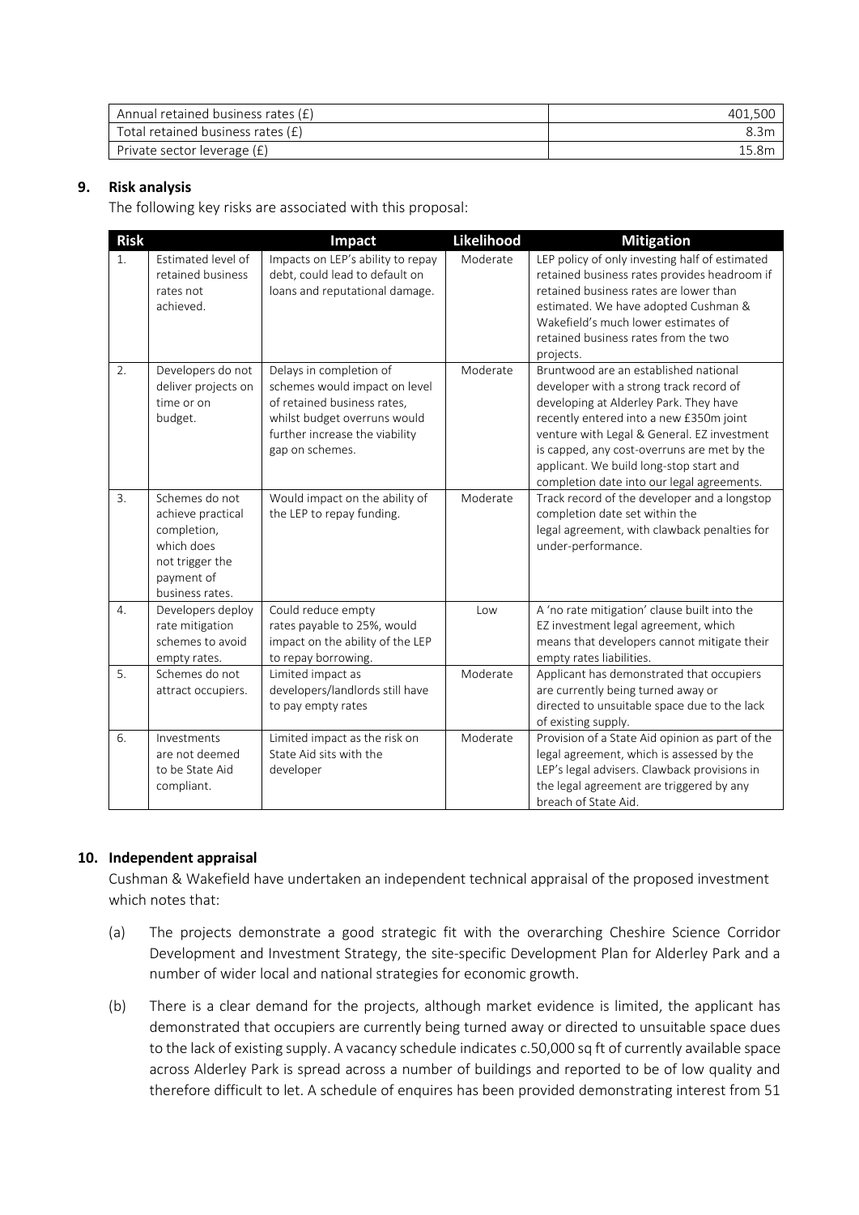| | |
|---|---:|
| Annual retained business rates (£) | 401,500 |
| Total retained business rates (£) | 8.3m |
| Private sector leverage (£) | 15.8m |

## 9. Risk analysis

The following key risks are associated with this proposal:

| Risk | | Impact | Likelihood | Mitigation |
|---|---|---|---|---|
| 1. | Estimated level of retained business rates not achieved. | Impacts on LEP's ability to repay debt, could lead to default on loans and reputational damage. | Moderate | LEP policy of only investing half of estimated retained business rates provides headroom if retained business rates are lower than estimated. We have adopted Cushman & Wakefield's much lower estimates of retained business rates from the two projects. |
| 2. | Developers do not deliver projects on time or on budget. | Delays in completion of schemes would impact on level of retained business rates, whilst budget overruns would further increase the viability gap on schemes. | Moderate | Bruntwood are an established national developer with a strong track record of developing at Alderley Park. They have recently entered into a new £350m joint venture with Legal & General. EZ investment is capped, any cost-overruns are met by the applicant. We build long-stop start and completion date into our legal agreements. |
| 3. | Schemes do not achieve practical completion, which does not trigger the payment of business rates. | Would impact on the ability of the LEP to repay funding. | Moderate | Track record of the developer and a longstop completion date set within the legal agreement, with clawback penalties for under-performance. |
| 4. | Developers deploy rate mitigation schemes to avoid empty rates. | Could reduce empty rates payable to 25%, would impact on the ability of the LEP to repay borrowing. | Low | A 'no rate mitigation' clause built into the EZ investment legal agreement, which means that developers cannot mitigate their empty rates liabilities. |
| 5. | Schemes do not attract occupiers. | Limited impact as developers/landlords still have to pay empty rates | Moderate | Applicant has demonstrated that occupiers are currently being turned away or directed to unsuitable space due to the lack of existing supply. |
| 6. | Investments are not deemed to be State Aid compliant. | Limited impact as the risk on State Aid sits with the developer | Moderate | Provision of a State Aid opinion as part of the legal agreement, which is assessed by the LEP's legal advisers. Clawback provisions in the legal agreement are triggered by any breach of State Aid. |

## 10. Independent appraisal

Cushman & Wakefield have undertaken an independent technical appraisal of the proposed investment which notes that:

(a) The projects demonstrate a good strategic fit with the overarching Cheshire Science Corridor Development and Investment Strategy, the site-specific Development Plan for Alderley Park and a number of wider local and national strategies for economic growth.

(b) There is a clear demand for the projects, although market evidence is limited, the applicant has demonstrated that occupiers are currently being turned away or directed to unsuitable space dues to the lack of existing supply. A vacancy schedule indicates c.50,000 sq ft of currently available space across Alderley Park is spread across a number of buildings and reported to be of low quality and therefore difficult to let. A schedule of enquires has been provided demonstrating interest from 51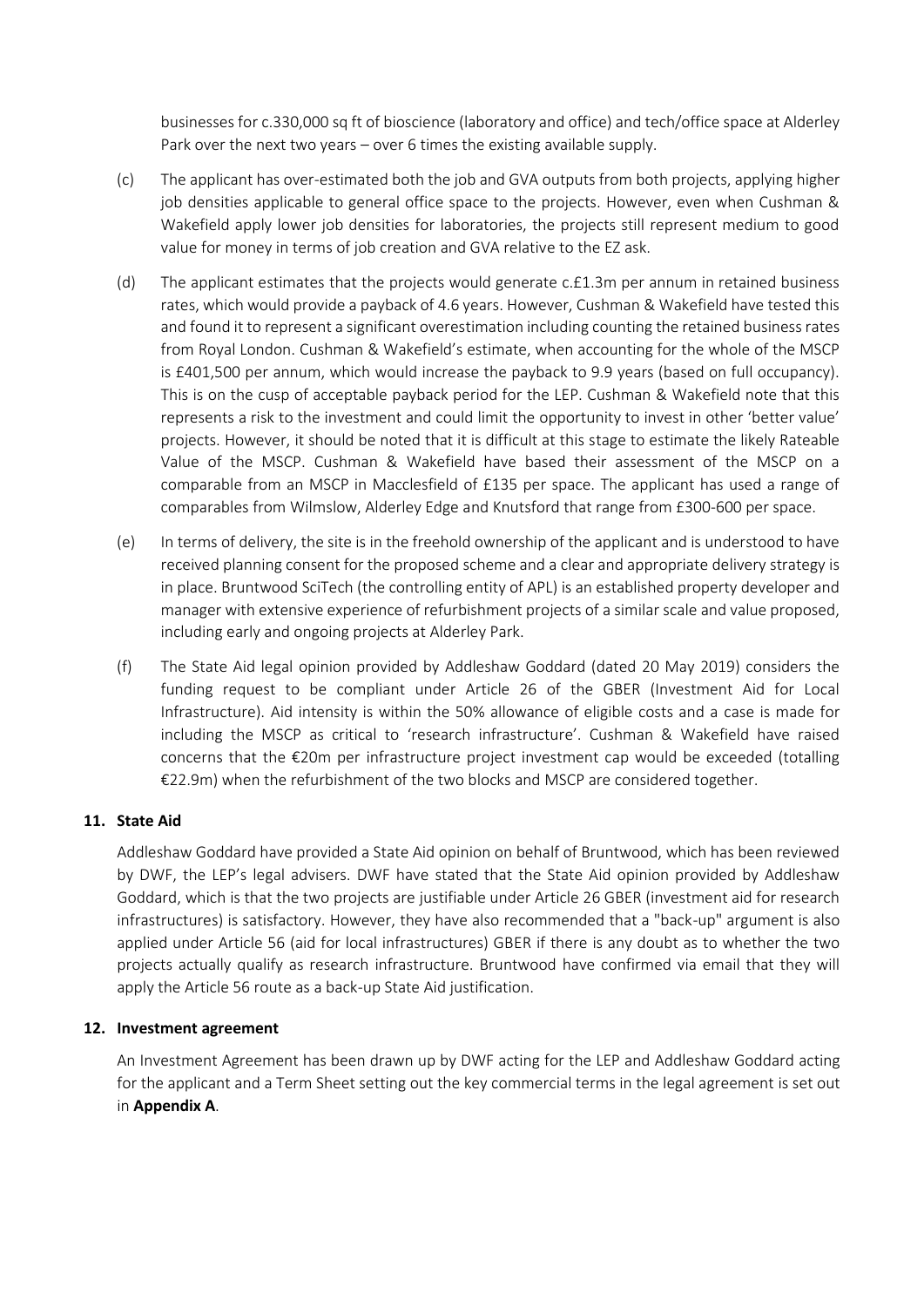businesses for c.330,000 sq ft of bioscience (laboratory and office) and tech/office space at Alderley Park over the next two years – over 6 times the existing available supply.

(c) The applicant has over-estimated both the job and GVA outputs from both projects, applying higher job densities applicable to general office space to the projects. However, even when Cushman & Wakefield apply lower job densities for laboratories, the projects still represent medium to good value for money in terms of job creation and GVA relative to the EZ ask.

(d) The applicant estimates that the projects would generate c.£1.3m per annum in retained business rates, which would provide a payback of 4.6 years. However, Cushman & Wakefield have tested this and found it to represent a significant overestimation including counting the retained business rates from Royal London. Cushman & Wakefield's estimate, when accounting for the whole of the MSCP is £401,500 per annum, which would increase the payback to 9.9 years (based on full occupancy). This is on the cusp of acceptable payback period for the LEP. Cushman & Wakefield note that this represents a risk to the investment and could limit the opportunity to invest in other 'better value' projects. However, it should be noted that it is difficult at this stage to estimate the likely Rateable Value of the MSCP. Cushman & Wakefield have based their assessment of the MSCP on a comparable from an MSCP in Macclesfield of £135 per space. The applicant has used a range of comparables from Wilmslow, Alderley Edge and Knutsford that range from £300-600 per space.

(e) In terms of delivery, the site is in the freehold ownership of the applicant and is understood to have received planning consent for the proposed scheme and a clear and appropriate delivery strategy is in place. Bruntwood SciTech (the controlling entity of APL) is an established property developer and manager with extensive experience of refurbishment projects of a similar scale and value proposed, including early and ongoing projects at Alderley Park.

(f) The State Aid legal opinion provided by Addleshaw Goddard (dated 20 May 2019) considers the funding request to be compliant under Article 26 of the GBER (Investment Aid for Local Infrastructure). Aid intensity is within the 50% allowance of eligible costs and a case is made for including the MSCP as critical to 'research infrastructure'. Cushman & Wakefield have raised concerns that the €20m per infrastructure project investment cap would be exceeded (totalling €22.9m) when the refurbishment of the two blocks and MSCP are considered together.

## 11. State Aid

Addleshaw Goddard have provided a State Aid opinion on behalf of Bruntwood, which has been reviewed by DWF, the LEP's legal advisers. DWF have stated that the State Aid opinion provided by Addleshaw Goddard, which is that the two projects are justifiable under Article 26 GBER (investment aid for research infrastructures) is satisfactory. However, they have also recommended that a "back-up" argument is also applied under Article 56 (aid for local infrastructures) GBER if there is any doubt as to whether the two projects actually qualify as research infrastructure. Bruntwood have confirmed via email that they will apply the Article 56 route as a back-up State Aid justification.

## 12. Investment agreement

An Investment Agreement has been drawn up by DWF acting for the LEP and Addleshaw Goddard acting for the applicant and a Term Sheet setting out the key commercial terms in the legal agreement is set out in **Appendix A**.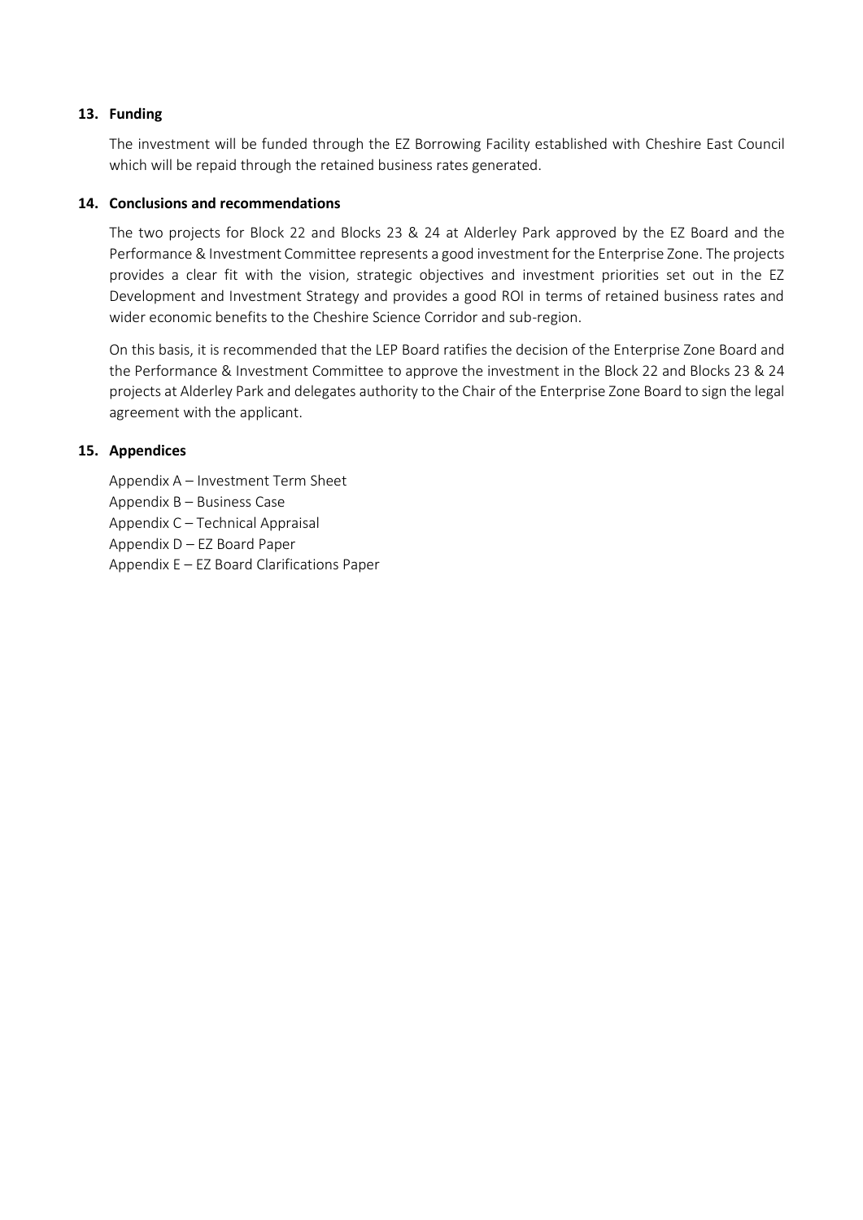## 13. Funding

The investment will be funded through the EZ Borrowing Facility established with Cheshire East Council which will be repaid through the retained business rates generated.

## 14. Conclusions and recommendations

The two projects for Block 22 and Blocks 23 & 24 at Alderley Park approved by the EZ Board and the Performance & Investment Committee represents a good investment for the Enterprise Zone. The projects provides a clear fit with the vision, strategic objectives and investment priorities set out in the EZ Development and Investment Strategy and provides a good ROI in terms of retained business rates and wider economic benefits to the Cheshire Science Corridor and sub-region.

On this basis, it is recommended that the LEP Board ratifies the decision of the Enterprise Zone Board and the Performance & Investment Committee to approve the investment in the Block 22 and Blocks 23 & 24 projects at Alderley Park and delegates authority to the Chair of the Enterprise Zone Board to sign the legal agreement with the applicant.

## 15. Appendices

Appendix A – Investment Term Sheet
Appendix B – Business Case
Appendix C – Technical Appraisal
Appendix D – EZ Board Paper
Appendix E – EZ Board Clarifications Paper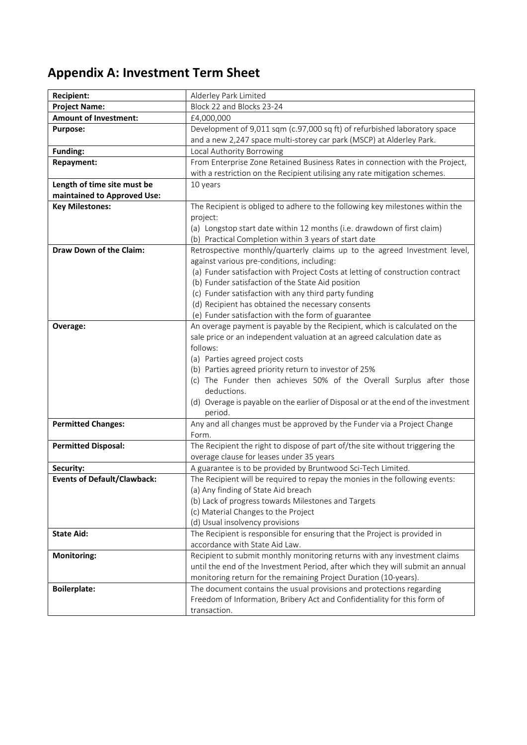## Appendix A: Investment Term Sheet

| | |
|---|---|
| **Recipient:** | Alderley Park Limited |
| **Project Name:** | Block 22 and Blocks 23-24 |
| **Amount of Investment:** | £4,000,000 |
| **Purpose:** | Development of 9,011 sqm (c.97,000 sq ft) of refurbished laboratory space and a new 2,247 space multi-storey car park (MSCP) at Alderley Park. |
| **Funding:** | Local Authority Borrowing |
| **Repayment:** | From Enterprise Zone Retained Business Rates in connection with the Project, with a restriction on the Recipient utilising any rate mitigation schemes. |
| **Length of time site must be maintained to Approved Use:** | 10 years |
| **Key Milestones:** | The Recipient is obliged to adhere to the following key milestones within the project:<br>(a) Longstop start date within 12 months (i.e. drawdown of first claim)<br>(b) Practical Completion within 3 years of start date |
| **Draw Down of the Claim:** | Retrospective monthly/quarterly claims up to the agreed Investment level, against various pre-conditions, including:<br>(a) Funder satisfaction with Project Costs at letting of construction contract<br>(b) Funder satisfaction of the State Aid position<br>(c) Funder satisfaction with any third party funding<br>(d) Recipient has obtained the necessary consents<br>(e) Funder satisfaction with the form of guarantee |
| **Overage:** | An overage payment is payable by the Recipient, which is calculated on the sale price or an independent valuation at an agreed calculation date as follows:<br>(a) Parties agreed project costs<br>(b) Parties agreed priority return to investor of 25%<br>(c) The Funder then achieves 50% of the Overall Surplus after those deductions.<br>(d) Overage is payable on the earlier of Disposal or at the end of the investment period. |
| **Permitted Changes:** | Any and all changes must be approved by the Funder via a Project Change Form. |
| **Permitted Disposal:** | The Recipient the right to dispose of part of/the site without triggering the overage clause for leases under 35 years |
| **Security:** | A guarantee is to be provided by Bruntwood Sci-Tech Limited. |
| **Events of Default/Clawback:** | The Recipient will be required to repay the monies in the following events:<br>(a) Any finding of State Aid breach<br>(b) Lack of progress towards Milestones and Targets<br>(c) Material Changes to the Project<br>(d) Usual insolvency provisions |
| **State Aid:** | The Recipient is responsible for ensuring that the Project is provided in accordance with State Aid Law. |
| **Monitoring:** | Recipient to submit monthly monitoring returns with any investment claims until the end of the Investment Period, after which they will submit an annual monitoring return for the remaining Project Duration (10-years). |
| **Boilerplate:** | The document contains the usual provisions and protections regarding Freedom of Information, Bribery Act and Confidentiality for this form of transaction. |